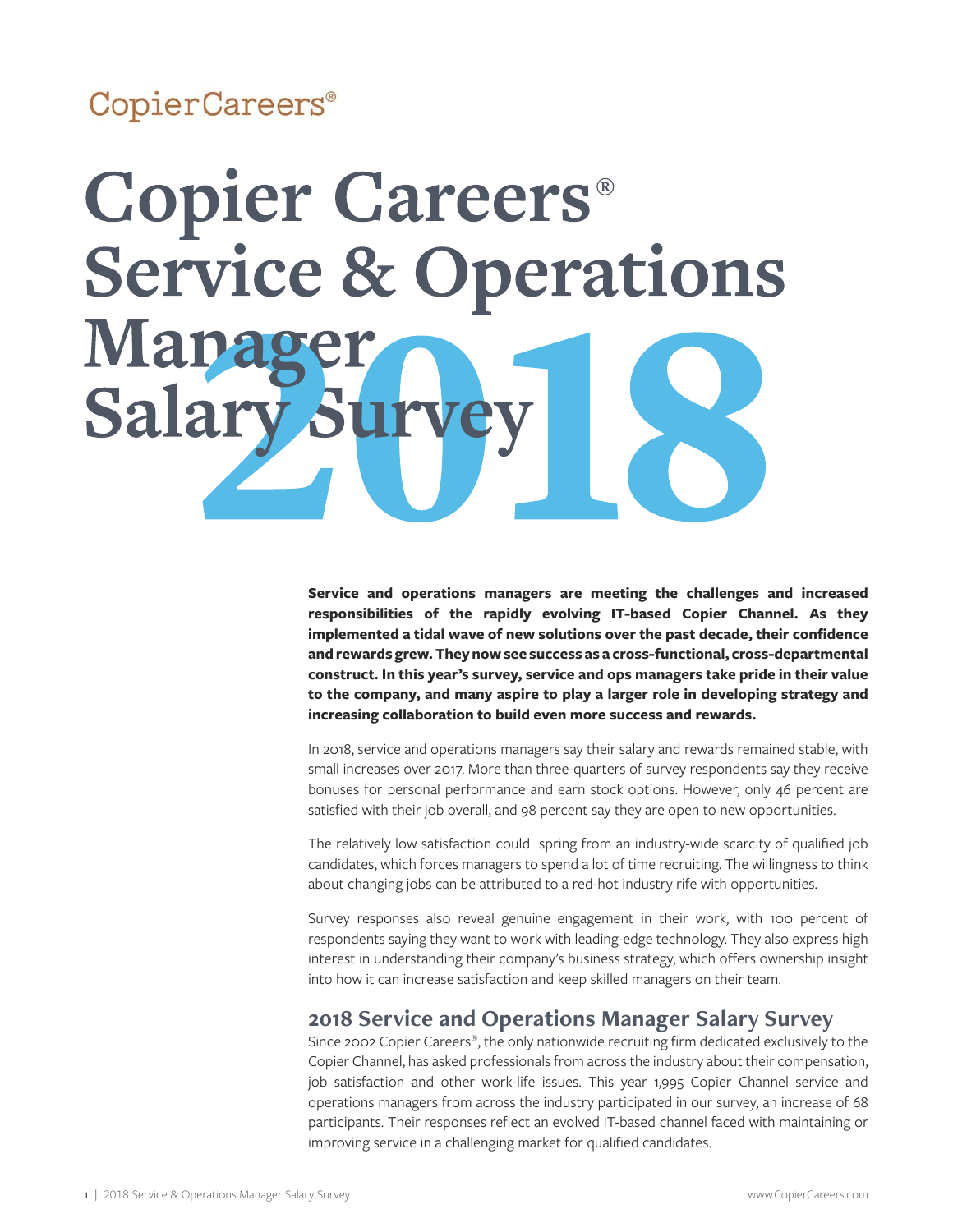CopierCareers®

# Copier Careers® Service & Operations Manager Salary Survey 2018

**Service and operations managers are meeting the challenges and increased responsibilities of the rapidly evolving IT-based Copier Channel. As they implemented a tidal wave of new solutions over the past decade, their confidence and rewards grew. They now see success as a cross-functional, cross-departmental construct. In this year's survey, service and ops managers take pride in their value to the company, and many aspire to play a larger role in developing strategy and increasing collaboration to build even more success and rewards.**

In 2018, service and operations managers say their salary and rewards remained stable, with small increases over 2017. More than three-quarters of survey respondents say they receive bonuses for personal performance and earn stock options. However, only 46 percent are satisfied with their job overall, and 98 percent say they are open to new opportunities.

The relatively low satisfaction could spring from an industry-wide scarcity of qualified job candidates, which forces managers to spend a lot of time recruiting. The willingness to think about changing jobs can be attributed to a red-hot industry rife with opportunities.

Survey responses also reveal genuine engagement in their work, with 100 percent of respondents saying they want to work with leading-edge technology. They also express high interest in understanding their company's business strategy, which offers ownership insight into how it can increase satisfaction and keep skilled managers on their team.

## 2018 Service and Operations Manager Salary Survey

Since 2002 Copier Careers®, the only nationwide recruiting firm dedicated exclusively to the Copier Channel, has asked professionals from across the industry about their compensation, job satisfaction and other work-life issues. This year 1,995 Copier Channel service and operations managers from across the industry participated in our survey, an increase of 68 participants. Their responses reflect an evolved IT-based channel faced with maintaining or improving service in a challenging market for qualified candidates.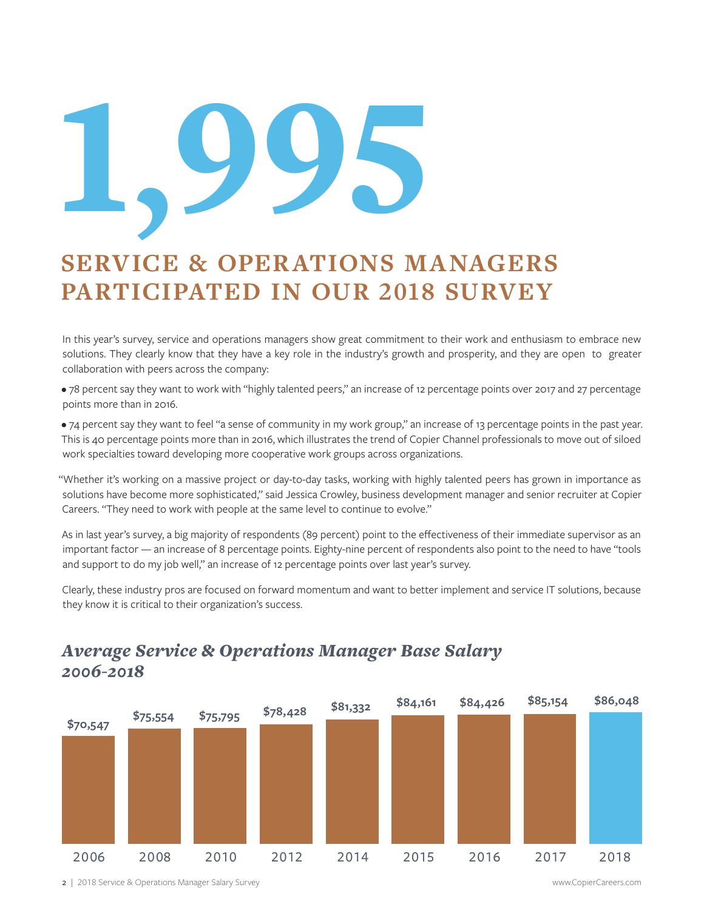# 1,995

## SERVICE & OPERATIONS MANAGERS PARTICIPATED IN OUR 2018 SURVEY

In this year's survey, service and operations managers show great commitment to their work and enthusiasm to embrace new solutions. They clearly know that they have a key role in the industry's growth and prosperity, and they are open to greater collaboration with peers across the company:

- 78 percent say they want to work with "highly talented peers," an increase of 12 percentage points over 2017 and 27 percentage points more than in 2016.
- 74 percent say they want to feel "a sense of community in my work group," an increase of 13 percentage points in the past year. This is 40 percentage points more than in 2016, which illustrates the trend of Copier Channel professionals to move out of siloed work specialties toward developing more cooperative work groups across organizations.

"Whether it's working on a massive project or day-to-day tasks, working with highly talented peers has grown in importance as solutions have become more sophisticated," said Jessica Crowley, business development manager and senior recruiter at Copier Careers. "They need to work with people at the same level to continue to evolve."

As in last year's survey, a big majority of respondents (89 percent) point to the effectiveness of their immediate supervisor as an important factor — an increase of 8 percentage points. Eighty-nine percent of respondents also point to the need to have "tools and support to do my job well," an increase of 12 percentage points over last year's survey.

Clearly, these industry pros are focused on forward momentum and want to better implement and service IT solutions, because they know it is critical to their organization's success.

### *Average Service & Operations Manager Base Salary 2006-2018*

| Year | Average Base Salary |
|---|---|
| 2006 | $70,547 |
| 2008 | $75,554 |
| 2010 | $75,795 |
| 2012 | $78,428 |
| 2014 | $81,332 |
| 2015 | $84,161 |
| 2016 | $84,426 |
| 2017 | $85,154 |
| 2018 | $86,048 |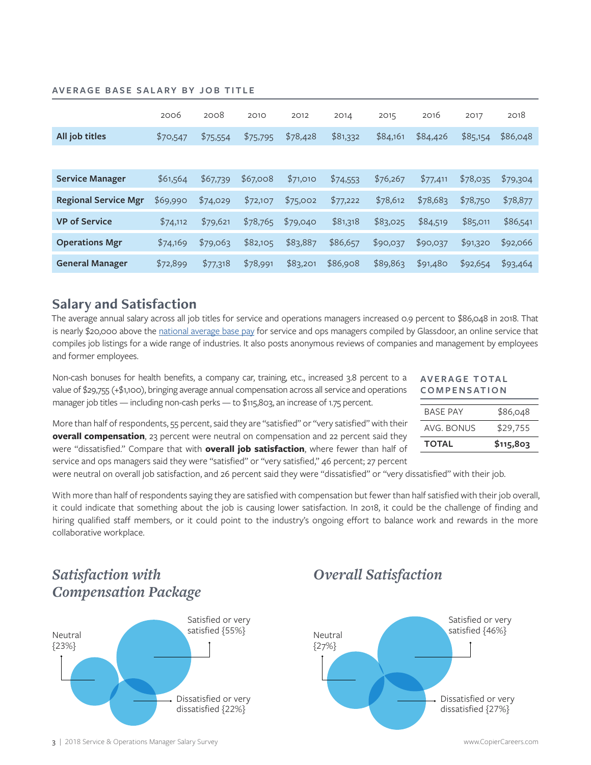**AVERAGE BASE SALARY BY JOB TITLE**

| | 2006 | 2008 | 2010 | 2012 | 2014 | 2015 | 2016 | 2017 | 2018 |
|---|---|---|---|---|---|---|---|---|---|
| **All job titles** | $70,547 | $75,554 | $75,795 | $78,428 | $81,332 | $84,161 | $84,426 | $85,154 | $86,048 |
| | | | | | | | | | |
| **Service Manager** | $61,564 | $67,739 | $67,008 | $71,010 | $74,553 | $76,267 | $77,411 | $78,035 | $79,304 |
| **Regional Service Mgr** | $69,990 | $74,029 | $72,107 | $75,002 | $77,222 | $78,612 | $78,683 | $78,750 | $78,877 |
| **VP of Service** | $74,112 | $79,621 | $78,765 | $79,040 | $81,318 | $83,025 | $84,519 | $85,011 | $86,541 |
| **Operations Mgr** | $74,169 | $79,063 | $82,105 | $83,887 | $86,657 | $90,037 | $90,037 | $91,320 | $92,066 |
| **General Manager** | $72,899 | $77,318 | $78,991 | $83,201 | $86,908 | $89,863 | $91,480 | $92,654 | $93,464 |

## Salary and Satisfaction

The average annual salary across all job titles for service and operations managers increased 0.9 percent to $86,048 in 2018. That is nearly $20,000 above the national average base pay for service and ops managers compiled by Glassdoor, an online service that compiles job listings for a wide range of industries. It also posts anonymous reviews of companies and management by employees and former employees.

Non-cash bonuses for health benefits, a company car, training, etc., increased 3.8 percent to a value of $29,755 (+$1,100), bringing average annual compensation across all service and operations manager job titles — including non-cash perks — to $115,803, an increase of 1.75 percent.

**AVERAGE TOTAL COMPENSATION**

| | |
|---|---|
| BASE PAY | $86,048 |
| AVG. BONUS | $29,755 |
| **TOTAL** | **$115,803** |

More than half of respondents, 55 percent, said they are "satisfied" or "very satisfied" with their **overall compensation**, 23 percent were neutral on compensation and 22 percent said they were "dissatisfied." Compare that with **overall job satisfaction**, where fewer than half of service and ops managers said they were "satisfied" or "very satisfied," 46 percent; 27 percent were neutral on overall job satisfaction, and 26 percent said they were "dissatisfied" or "very dissatisfied" with their job.

With more than half of respondents saying they are satisfied with compensation but fewer than half satisfied with their job overall, it could indicate that something about the job is causing lower satisfaction. In 2018, it could be the challenge of finding and hiring qualified staff members, or it could point to the industry's ongoing effort to balance work and rewards in the more collaborative workplace.

### *Satisfaction with Compensation Package*

Neutral {23%}

Satisfied or very satisfied {55%}

Dissatisfied or very dissatisfied {22%}

### *Overall Satisfaction*

Neutral {27%}

Satisfied or very satisfied {46%}

Dissatisfied or very dissatisfied {27%}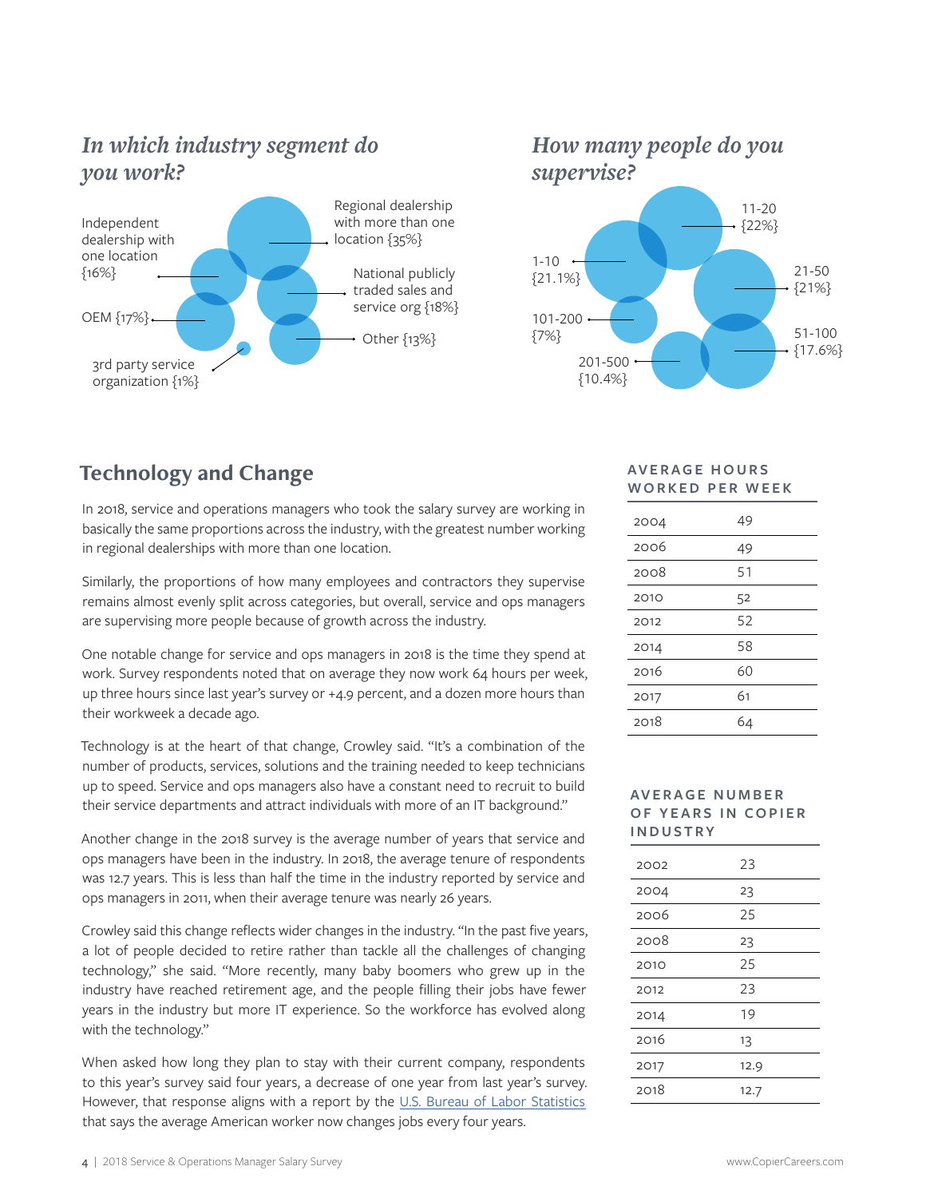### *In which industry segment do you work?*

- Regional dealership with more than one location {35%}
- Independent dealership with one location {16%}
- National publicly traded sales and service org {18%}
- OEM {17%}
- Other {13%}
- 3rd party service organization {1%}

### *How many people do you supervise?*

- 11-20 {22%}
- 1-10 {21.1%}
- 21-50 {21%}
- 101-200 {7%}
- 51-100 {17.6%}
- 201-500 {10.4%}

## Technology and Change

In 2018, service and operations managers who took the salary survey are working in basically the same proportions across the industry, with the greatest number working in regional dealerships with more than one location.

Similarly, the proportions of how many employees and contractors they supervise remains almost evenly split across categories, but overall, service and ops managers are supervising more people because of growth across the industry.

One notable change for service and ops managers in 2018 is the time they spend at work. Survey respondents noted that on average they now work 64 hours per week, up three hours since last year's survey or +4.9 percent, and a dozen more hours than their workweek a decade ago.

Technology is at the heart of that change, Crowley said. "It's a combination of the number of products, services, solutions and the training needed to keep technicians up to speed. Service and ops managers also have a constant need to recruit to build their service departments and attract individuals with more of an IT background."

Another change in the 2018 survey is the average number of years that service and ops managers have been in the industry. In 2018, the average tenure of respondents was 12.7 years. This is less than half the time in the industry reported by service and ops managers in 2011, when their average tenure was nearly 26 years.

Crowley said this change reflects wider changes in the industry. "In the past five years, a lot of people decided to retire rather than tackle all the challenges of changing technology," she said. "More recently, many baby boomers who grew up in the industry have reached retirement age, and the people filling their jobs have fewer years in the industry but more IT experience. So the workforce has evolved along with the technology."

When asked how long they plan to stay with their current company, respondents to this year's survey said four years, a decrease of one year from last year's survey. However, that response aligns with a report by the U.S. Bureau of Labor Statistics that says the average American worker now changes jobs every four years.

**AVERAGE HOURS WORKED PER WEEK**

| Year | Hours |
|---|---|
| 2004 | 49 |
| 2006 | 49 |
| 2008 | 51 |
| 2010 | 52 |
| 2012 | 52 |
| 2014 | 58 |
| 2016 | 60 |
| 2017 | 61 |
| 2018 | 64 |

**AVERAGE NUMBER OF YEARS IN COPIER INDUSTRY**

| Year | Years |
|---|---|
| 2002 | 23 |
| 2004 | 23 |
| 2006 | 25 |
| 2008 | 23 |
| 2010 | 25 |
| 2012 | 23 |
| 2014 | 19 |
| 2016 | 13 |
| 2017 | 12.9 |
| 2018 | 12.7 |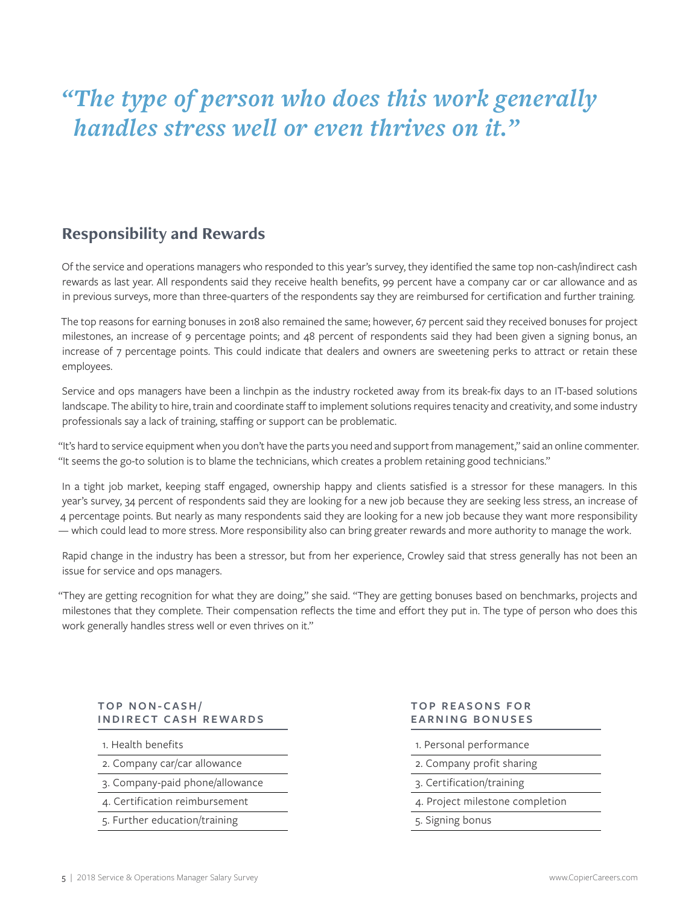*“The type of person who does this work generally handles stress well or even thrives on it.”*

## Responsibility and Rewards

Of the service and operations managers who responded to this year’s survey, they identified the same top non-cash/indirect cash rewards as last year. All respondents said they receive health benefits, 99 percent have a company car or car allowance and as in previous surveys, more than three-quarters of the respondents say they are reimbursed for certification and further training.

The top reasons for earning bonuses in 2018 also remained the same; however, 67 percent said they received bonuses for project milestones, an increase of 9 percentage points; and 48 percent of respondents said they had been given a signing bonus, an increase of 7 percentage points. This could indicate that dealers and owners are sweetening perks to attract or retain these employees.

Service and ops managers have been a linchpin as the industry rocketed away from its break-fix days to an IT-based solutions landscape. The ability to hire, train and coordinate staff to implement solutions requires tenacity and creativity, and some industry professionals say a lack of training, staffing or support can be problematic.

“It’s hard to service equipment when you don’t have the parts you need and support from management,” said an online commenter. “It seems the go-to solution is to blame the technicians, which creates a problem retaining good technicians.”

In a tight job market, keeping staff engaged, ownership happy and clients satisfied is a stressor for these managers. In this year’s survey, 34 percent of respondents said they are looking for a new job because they are seeking less stress, an increase of 4 percentage points. But nearly as many respondents said they are looking for a new job because they want more responsibility — which could lead to more stress. More responsibility also can bring greater rewards and more authority to manage the work.

Rapid change in the industry has been a stressor, but from her experience, Crowley said that stress generally has not been an issue for service and ops managers.

“They are getting recognition for what they are doing,” she said. “They are getting bonuses based on benchmarks, projects and milestones that they complete. Their compensation reflects the time and effort they put in. The type of person who does this work generally handles stress well or even thrives on it.”

### TOP NON-CASH/ INDIRECT CASH REWARDS

1. Health benefits
2. Company car/car allowance
3. Company-paid phone/allowance
4. Certification reimbursement
5. Further education/training

### TOP REASONS FOR EARNING BONUSES

1. Personal performance
2. Company profit sharing
3. Certification/training
4. Project milestone completion
5. Signing bonus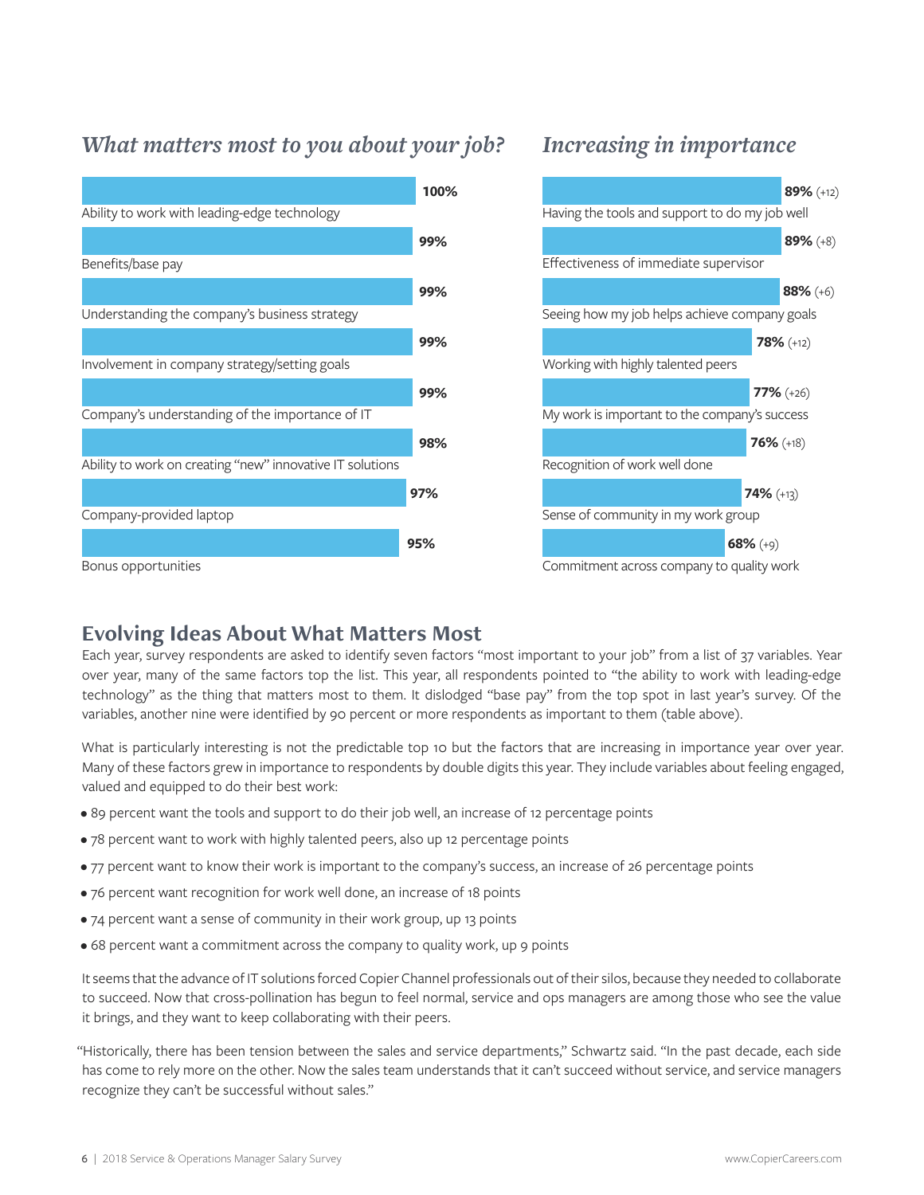### *What matters most to you about your job?*

| Factor | Percent |
|---|---|
| Ability to work with leading-edge technology | 100% |
| Benefits/base pay | 99% |
| Understanding the company's business strategy | 99% |
| Involvement in company strategy/setting goals | 99% |
| Company's understanding of the importance of IT | 99% |
| Ability to work on creating "new" innovative IT solutions | 98% |
| Company-provided laptop | 97% |
| Bonus opportunities | 95% |

### *Increasing in importance*

| Factor | Percent | Change |
|---|---|---|
| Having the tools and support to do my job well | 89% | (+12) |
| Effectiveness of immediate supervisor | 89% | (+8) |
| Seeing how my job helps achieve company goals | 88% | (+6) |
| Working with highly talented peers | 78% | (+12) |
| My work is important to the company's success | 77% | (+26) |
| Recognition of work well done | 76% | (+18) |
| Sense of community in my work group | 74% | (+13) |
| Commitment across company to quality work | 68% | (+9) |

## Evolving Ideas About What Matters Most

Each year, survey respondents are asked to identify seven factors "most important to your job" from a list of 37 variables. Year over year, many of the same factors top the list. This year, all respondents pointed to "the ability to work with leading-edge technology" as the thing that matters most to them. It dislodged "base pay" from the top spot in last year's survey. Of the variables, another nine were identified by 90 percent or more respondents as important to them (table above).

What is particularly interesting is not the predictable top 10 but the factors that are increasing in importance year over year. Many of these factors grew in importance to respondents by double digits this year. They include variables about feeling engaged, valued and equipped to do their best work:

- 89 percent want the tools and support to do their job well, an increase of 12 percentage points
- 78 percent want to work with highly talented peers, also up 12 percentage points
- 77 percent want to know their work is important to the company's success, an increase of 26 percentage points
- 76 percent want recognition for work well done, an increase of 18 points
- 74 percent want a sense of community in their work group, up 13 points
- 68 percent want a commitment across the company to quality work, up 9 points

It seems that the advance of IT solutions forced Copier Channel professionals out of their silos, because they needed to collaborate to succeed. Now that cross-pollination has begun to feel normal, service and ops managers are among those who see the value it brings, and they want to keep collaborating with their peers.

"Historically, there has been tension between the sales and service departments," Schwartz said. "In the past decade, each side has come to rely more on the other. Now the sales team understands that it can't succeed without service, and service managers recognize they can't be successful without sales."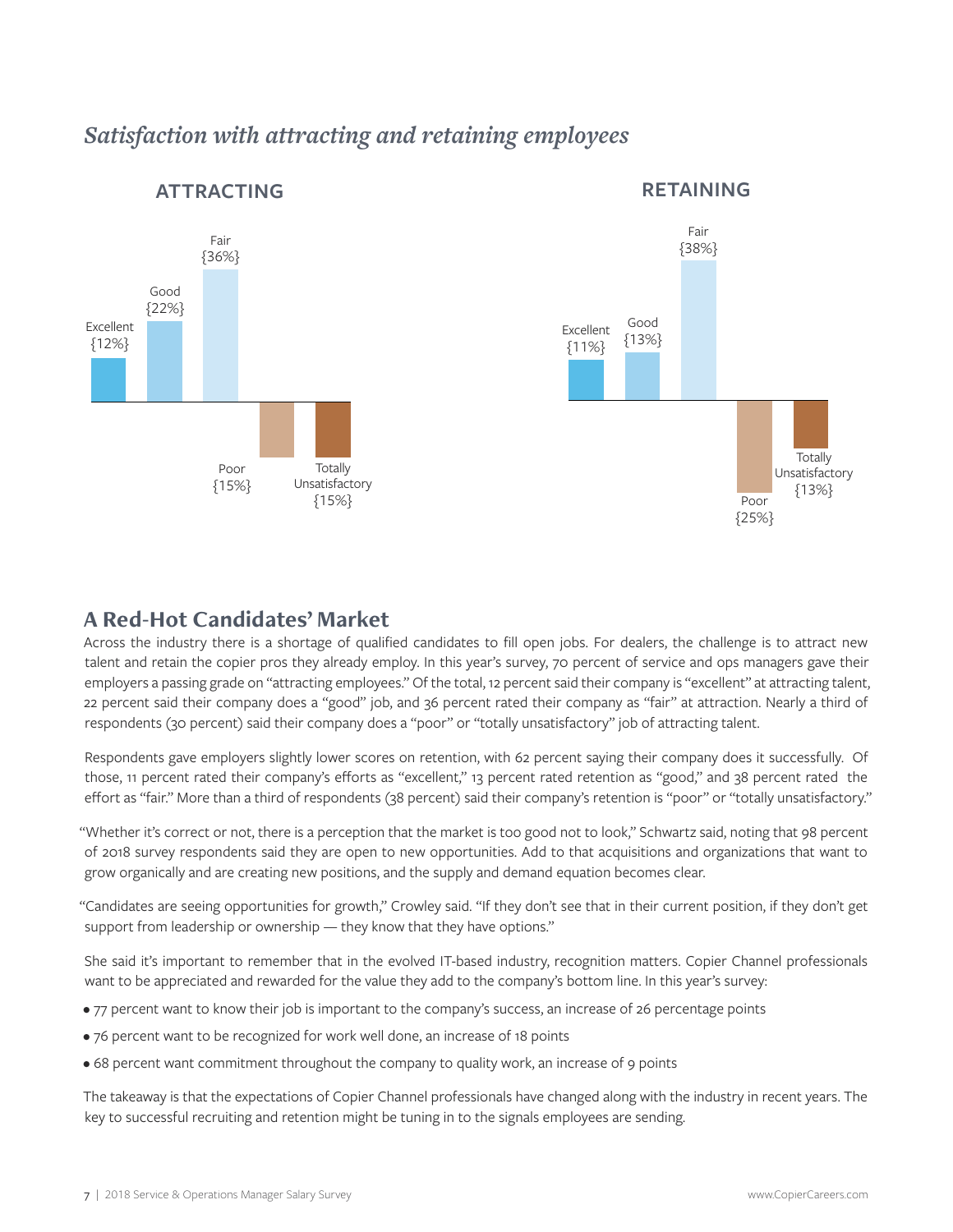## *Satisfaction with attracting and retaining employees*

**ATTRACTING**

Excellent {12%}

Good {22%}

Fair {36%}

Poor {15%}

Totally Unsatisfactory {15%}

**RETAINING**

Excellent {11%}

Good {13%}

Fair {38%}

Poor {25%}

Totally Unsatisfactory {13%}

## A Red-Hot Candidates' Market

Across the industry there is a shortage of qualified candidates to fill open jobs. For dealers, the challenge is to attract new talent and retain the copier pros they already employ. In this year's survey, 70 percent of service and ops managers gave their employers a passing grade on "attracting employees." Of the total, 12 percent said their company is "excellent" at attracting talent, 22 percent said their company does a "good" job, and 36 percent rated their company as "fair" at attraction. Nearly a third of respondents (30 percent) said their company does a "poor" or "totally unsatisfactory" job of attracting talent.

Respondents gave employers slightly lower scores on retention, with 62 percent saying their company does it successfully. Of those, 11 percent rated their company's efforts as "excellent," 13 percent rated retention as "good," and 38 percent rated the effort as "fair." More than a third of respondents (38 percent) said their company's retention is "poor" or "totally unsatisfactory."

"Whether it's correct or not, there is a perception that the market is too good not to look," Schwartz said, noting that 98 percent of 2018 survey respondents said they are open to new opportunities. Add to that acquisitions and organizations that want to grow organically and are creating new positions, and the supply and demand equation becomes clear.

"Candidates are seeing opportunities for growth," Crowley said. "If they don't see that in their current position, if they don't get support from leadership or ownership — they know that they have options."

She said it's important to remember that in the evolved IT-based industry, recognition matters. Copier Channel professionals want to be appreciated and rewarded for the value they add to the company's bottom line. In this year's survey:

- 77 percent want to know their job is important to the company's success, an increase of 26 percentage points
- 76 percent want to be recognized for work well done, an increase of 18 points
- 68 percent want commitment throughout the company to quality work, an increase of 9 points

The takeaway is that the expectations of Copier Channel professionals have changed along with the industry in recent years. The key to successful recruiting and retention might be tuning in to the signals employees are sending.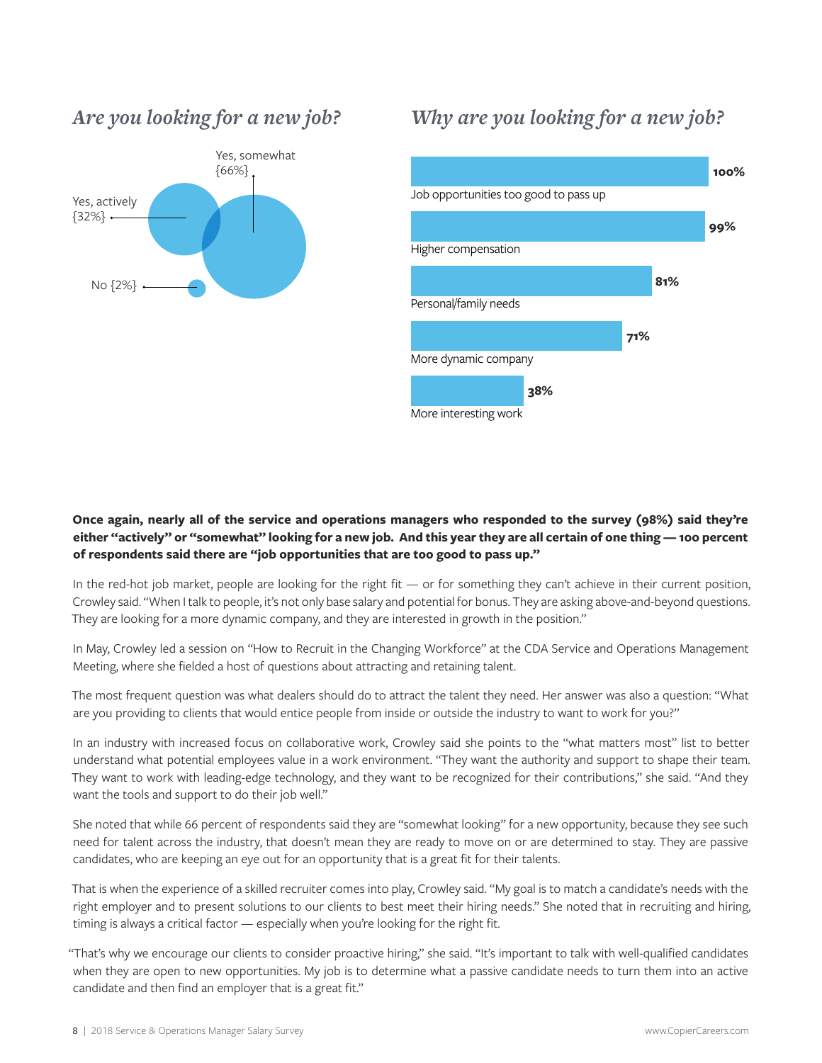## *Are you looking for a new job?*

Yes, somewhat {66%}

Yes, actively {32%}

No {2%}

## *Why are you looking for a new job?*

| Reason | Percent |
| --- | --- |
| Job opportunities too good to pass up | 100% |
| Higher compensation | 99% |
| Personal/family needs | 81% |
| More dynamic company | 71% |
| More interesting work | 38% |

**Once again, nearly all of the service and operations managers who responded to the survey (98%) said they're either "actively" or "somewhat" looking for a new job. And this year they are all certain of one thing — 100 percent of respondents said there are "job opportunities that are too good to pass up."**

In the red-hot job market, people are looking for the right fit — or for something they can't achieve in their current position, Crowley said. "When I talk to people, it's not only base salary and potential for bonus. They are asking above-and-beyond questions. They are looking for a more dynamic company, and they are interested in growth in the position."

In May, Crowley led a session on "How to Recruit in the Changing Workforce" at the CDA Service and Operations Management Meeting, where she fielded a host of questions about attracting and retaining talent.

The most frequent question was what dealers should do to attract the talent they need. Her answer was also a question: "What are you providing to clients that would entice people from inside or outside the industry to want to work for you?"

In an industry with increased focus on collaborative work, Crowley said she points to the "what matters most" list to better understand what potential employees value in a work environment. "They want the authority and support to shape their team. They want to work with leading-edge technology, and they want to be recognized for their contributions," she said. "And they want the tools and support to do their job well."

She noted that while 66 percent of respondents said they are "somewhat looking" for a new opportunity, because they see such need for talent across the industry, that doesn't mean they are ready to move on or are determined to stay. They are passive candidates, who are keeping an eye out for an opportunity that is a great fit for their talents.

That is when the experience of a skilled recruiter comes into play, Crowley said. "My goal is to match a candidate's needs with the right employer and to present solutions to our clients to best meet their hiring needs." She noted that in recruiting and hiring, timing is always a critical factor — especially when you're looking for the right fit.

"That's why we encourage our clients to consider proactive hiring," she said. "It's important to talk with well-qualified candidates when they are open to new opportunities. My job is to determine what a passive candidate needs to turn them into an active candidate and then find an employer that is a great fit."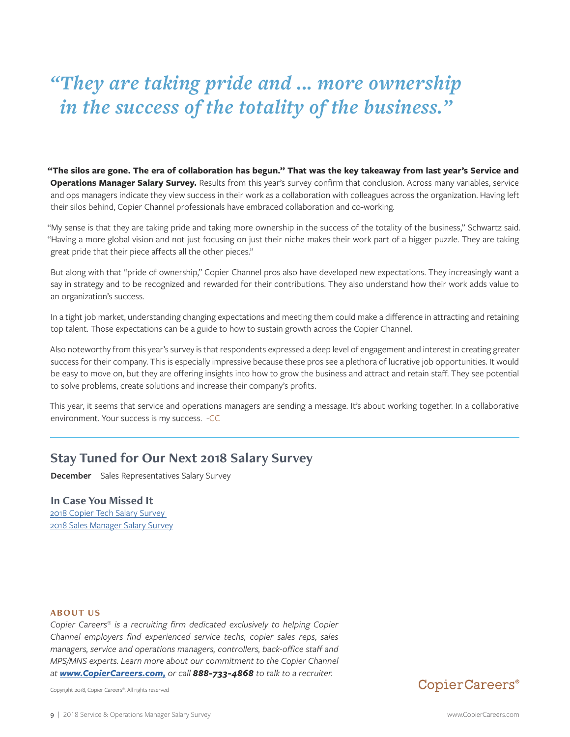*"They are taking pride and ... more ownership in the success of the totality of the business."*

**"The silos are gone. The era of collaboration has begun." That was the key takeaway from last year's Service and Operations Manager Salary Survey.** Results from this year's survey confirm that conclusion. Across many variables, service and ops managers indicate they view success in their work as a collaboration with colleagues across the organization. Having left their silos behind, Copier Channel professionals have embraced collaboration and co-working.

"My sense is that they are taking pride and taking more ownership in the success of the totality of the business," Schwartz said. "Having a more global vision and not just focusing on just their niche makes their work part of a bigger puzzle. They are taking great pride that their piece affects all the other pieces."

But along with that "pride of ownership," Copier Channel pros also have developed new expectations. They increasingly want a say in strategy and to be recognized and rewarded for their contributions. They also understand how their work adds value to an organization's success.

In a tight job market, understanding changing expectations and meeting them could make a difference in attracting and retaining top talent. Those expectations can be a guide to how to sustain growth across the Copier Channel.

Also noteworthy from this year's survey is that respondents expressed a deep level of engagement and interest in creating greater success for their company. This is especially impressive because these pros see a plethora of lucrative job opportunities. It would be easy to move on, but they are offering insights into how to grow the business and attract and retain staff. They see potential to solve problems, create solutions and increase their company's profits.

This year, it seems that service and operations managers are sending a message. It's about working together. In a collaborative environment. Your success is my success. -CC

---

## Stay Tuned for Our Next 2018 Salary Survey

**December** Sales Representatives Salary Survey

### In Case You Missed It

2018 Copier Tech Salary Survey
2018 Sales Manager Salary Survey

**ABOUT US**

*Copier Careers® is a recruiting firm dedicated exclusively to helping Copier Channel employers find experienced service techs, copier sales reps, sales managers, service and operations managers, controllers, back-office staff and MPS/MNS experts. Learn more about our commitment to the Copier Channel at **www.CopierCareers.com,** or call **888-733-4868** to talk to a recruiter.*

Copyright 2018, Copier Careers®. All rights reserved

CopierCareers®